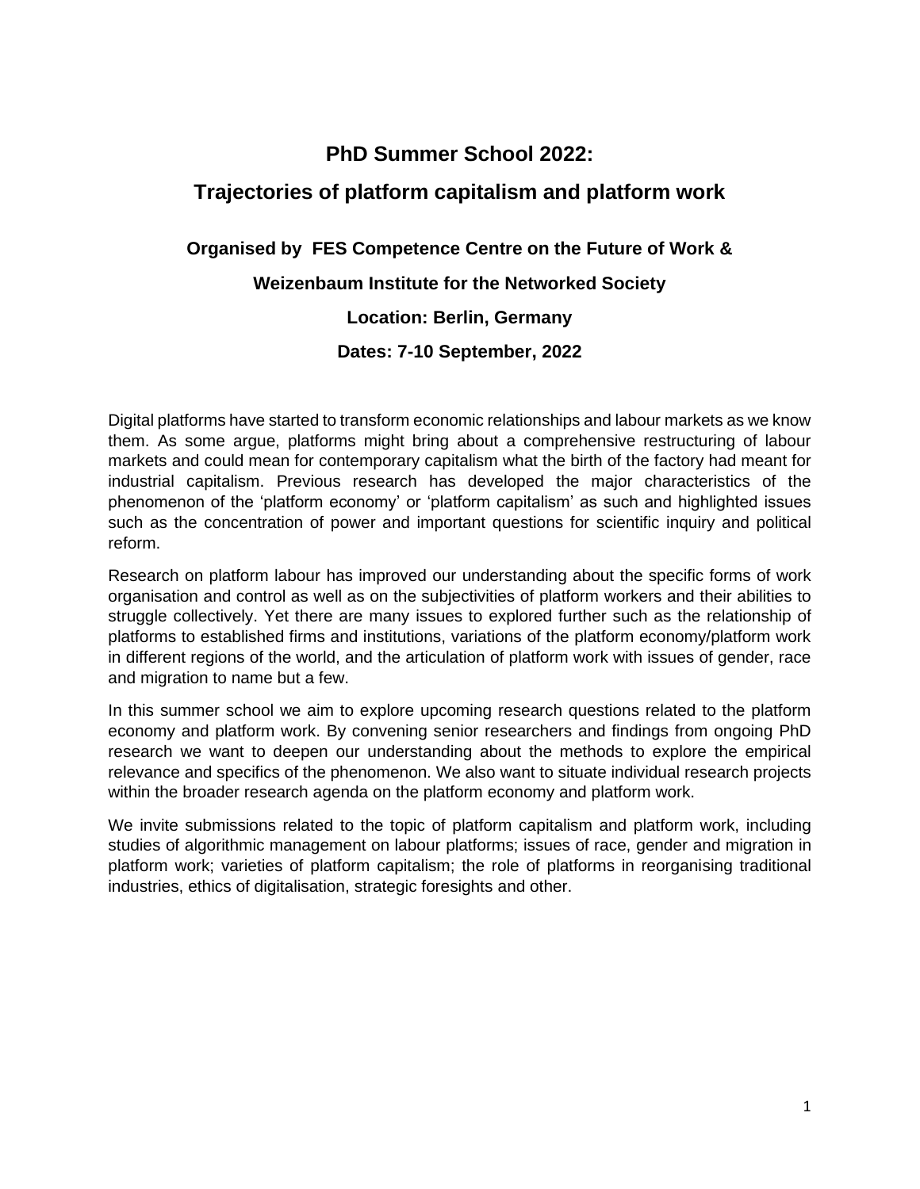# PhD Summer School 2022:

# Trajectories of platform capitalism and platform work

**Organised by FES Competence Centre on the Future of Work &**

**Weizenbaum Institute for the Networked Society**

**Location: Berlin, Germany**

**Dates: 7-10 September, 2022**

Digital platforms have started to transform economic relationships and labour markets as we know them. As some argue, platforms might bring about a comprehensive restructuring of labour markets and could mean for contemporary capitalism what the birth of the factory had meant for industrial capitalism. Previous research has developed the major characteristics of the phenomenon of the 'platform economy' or 'platform capitalism' as such and highlighted issues such as the concentration of power and important questions for scientific inquiry and political reform.

Research on platform labour has improved our understanding about the specific forms of work organisation and control as well as on the subjectivities of platform workers and their abilities to struggle collectively. Yet there are many issues to explored further such as the relationship of platforms to established firms and institutions, variations of the platform economy/platform work in different regions of the world, and the articulation of platform work with issues of gender, race and migration to name but a few.

In this summer school we aim to explore upcoming research questions related to the platform economy and platform work. By convening senior researchers and findings from ongoing PhD research we want to deepen our understanding about the methods to explore the empirical relevance and specifics of the phenomenon. We also want to situate individual research projects within the broader research agenda on the platform economy and platform work.

We invite submissions related to the topic of platform capitalism and platform work, including studies of algorithmic management on labour platforms; issues of race, gender and migration in platform work; varieties of platform capitalism; the role of platforms in reorganising traditional industries, ethics of digitalisation, strategic foresights and other.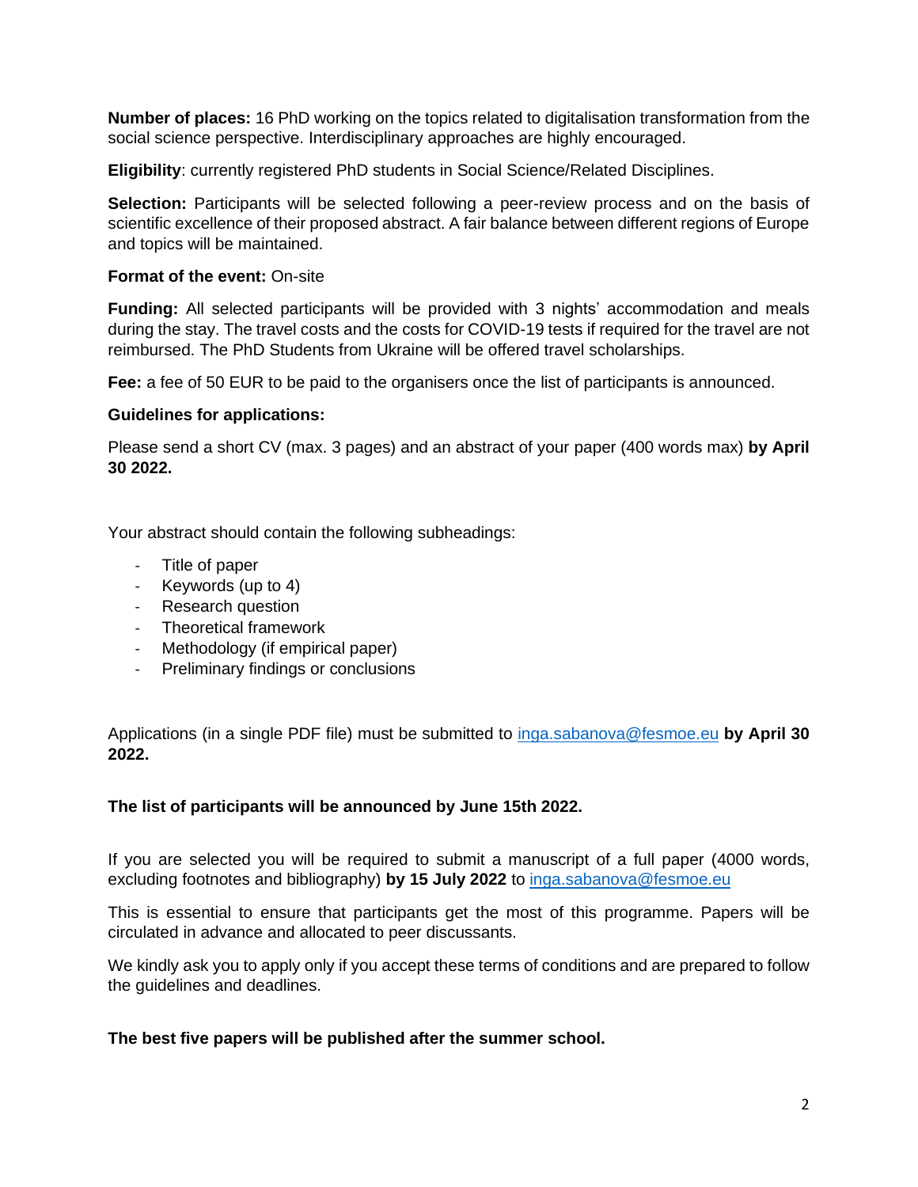**Number of places:** 16 PhD working on the topics related to digitalisation transformation from the social science perspective. Interdisciplinary approaches are highly encouraged.

**Eligibility**: currently registered PhD students in Social Science/Related Disciplines.

**Selection:** Participants will be selected following a peer-review process and on the basis of scientific excellence of their proposed abstract. A fair balance between different regions of Europe and topics will be maintained.

**Format of the event:** On-site

**Funding:** All selected participants will be provided with 3 nights' accommodation and meals during the stay. The travel costs and the costs for COVID-19 tests if required for the travel are not reimbursed. The PhD Students from Ukraine will be offered travel scholarships.

**Fee:** a fee of 50 EUR to be paid to the organisers once the list of participants is announced.

**Guidelines for applications:**

Please send a short CV (max. 3 pages) and an abstract of your paper (400 words max) **by April 30 2022.**

Your abstract should contain the following subheadings:

- Title of paper
- Keywords (up to 4)
- Research question
- Theoretical framework
- Methodology (if empirical paper)
- Preliminary findings or conclusions

Applications (in a single PDF file) must be submitted to inga.sabanova@fesmoe.eu **by April 30 2022.**

**The list of participants will be announced by June 15th 2022.**

If you are selected you will be required to submit a manuscript of a full paper (4000 words, excluding footnotes and bibliography) **by 15 July 2022** to inga.sabanova@fesmoe.eu

This is essential to ensure that participants get the most of this programme. Papers will be circulated in advance and allocated to peer discussants.

We kindly ask you to apply only if you accept these terms of conditions and are prepared to follow the guidelines and deadlines.

**The best five papers will be published after the summer school.**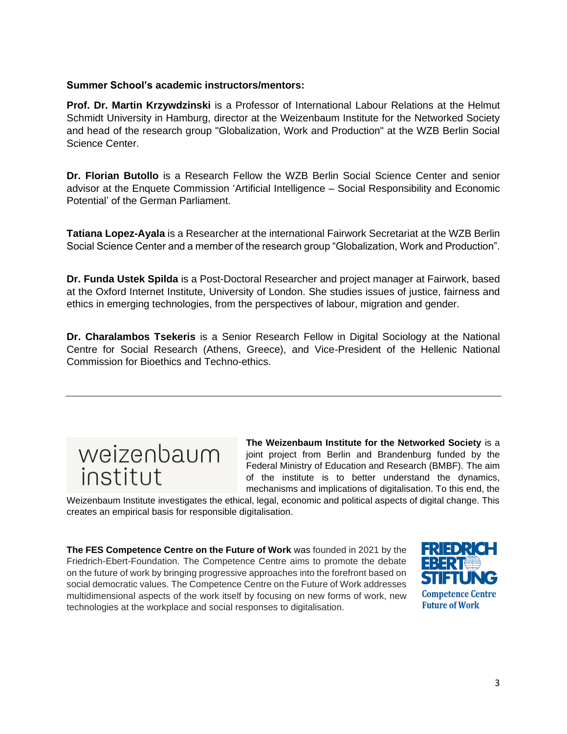**Summer School's academic instructors/mentors:**

**Prof. Dr. Martin Krzywdzinski** is a Professor of International Labour Relations at the Helmut Schmidt University in Hamburg, director at the Weizenbaum Institute for the Networked Society and head of the research group "Globalization, Work and Production" at the WZB Berlin Social Science Center.

**Dr. Florian Butollo** is a Research Fellow the WZB Berlin Social Science Center and senior advisor at the Enquete Commission 'Artificial Intelligence – Social Responsibility and Economic Potential' of the German Parliament.

**Tatiana Lopez-Ayala** is a Researcher at the international Fairwork Secretariat at the WZB Berlin Social Science Center and a member of the research group "Globalization, Work and Production".

**Dr. Funda Ustek Spilda** is a Post-Doctoral Researcher and project manager at Fairwork, based at the Oxford Internet Institute, University of London. She studies issues of justice, fairness and ethics in emerging technologies, from the perspectives of labour, migration and gender.

**Dr. Charalambos Tsekeris** is a Senior Research Fellow in Digital Sociology at the National Centre for Social Research (Athens, Greece), and Vice-President of the Hellenic National Commission for Bioethics and Techno-ethics.

---

weizenbaum institut

**The Weizenbaum Institute for the Networked Society** is a joint project from Berlin and Brandenburg funded by the Federal Ministry of Education and Research (BMBF). The aim of the institute is to better understand the dynamics, mechanisms and implications of digitalisation. To this end, the Weizenbaum Institute investigates the ethical, legal, economic and political aspects of digital change. This creates an empirical basis for responsible digitalisation.

**The FES Competence Centre on the Future of Work** was founded in 2021 by the Friedrich-Ebert-Foundation. The Competence Centre aims to promote the debate on the future of work by bringing progressive approaches into the forefront based on social democratic values. The Competence Centre on the Future of Work addresses multidimensional aspects of the work itself by focusing on new forms of work, new technologies at the workplace and social responses to digitalisation.

FRIEDRICH EBERT STIFTUNG
Competence Centre
Future of Work